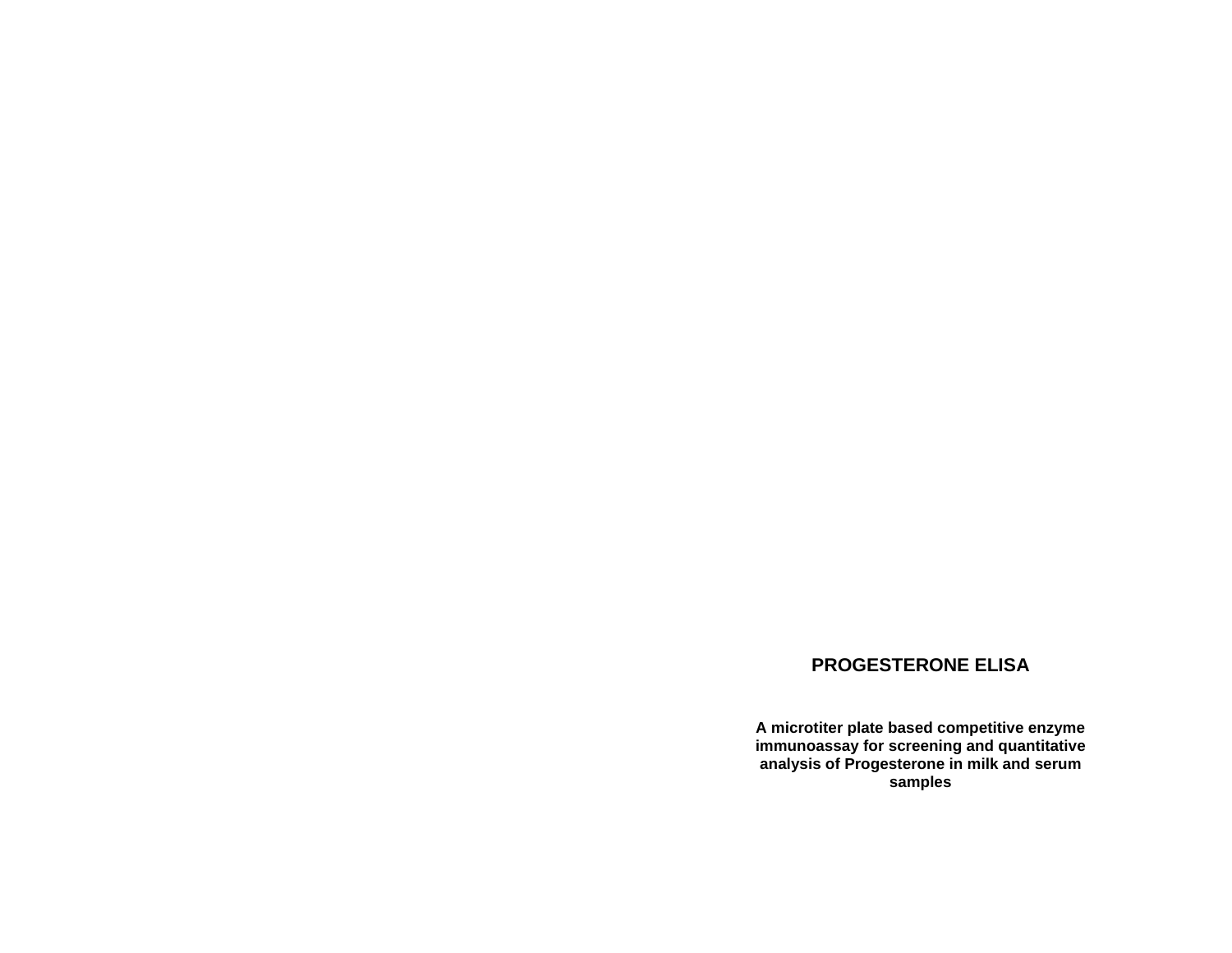# PROGESTERONE ELISA

**A microtiter plate based competitive enzyme immunoassay for screening and quantitative analysis of Progesterone in milk and serum samples**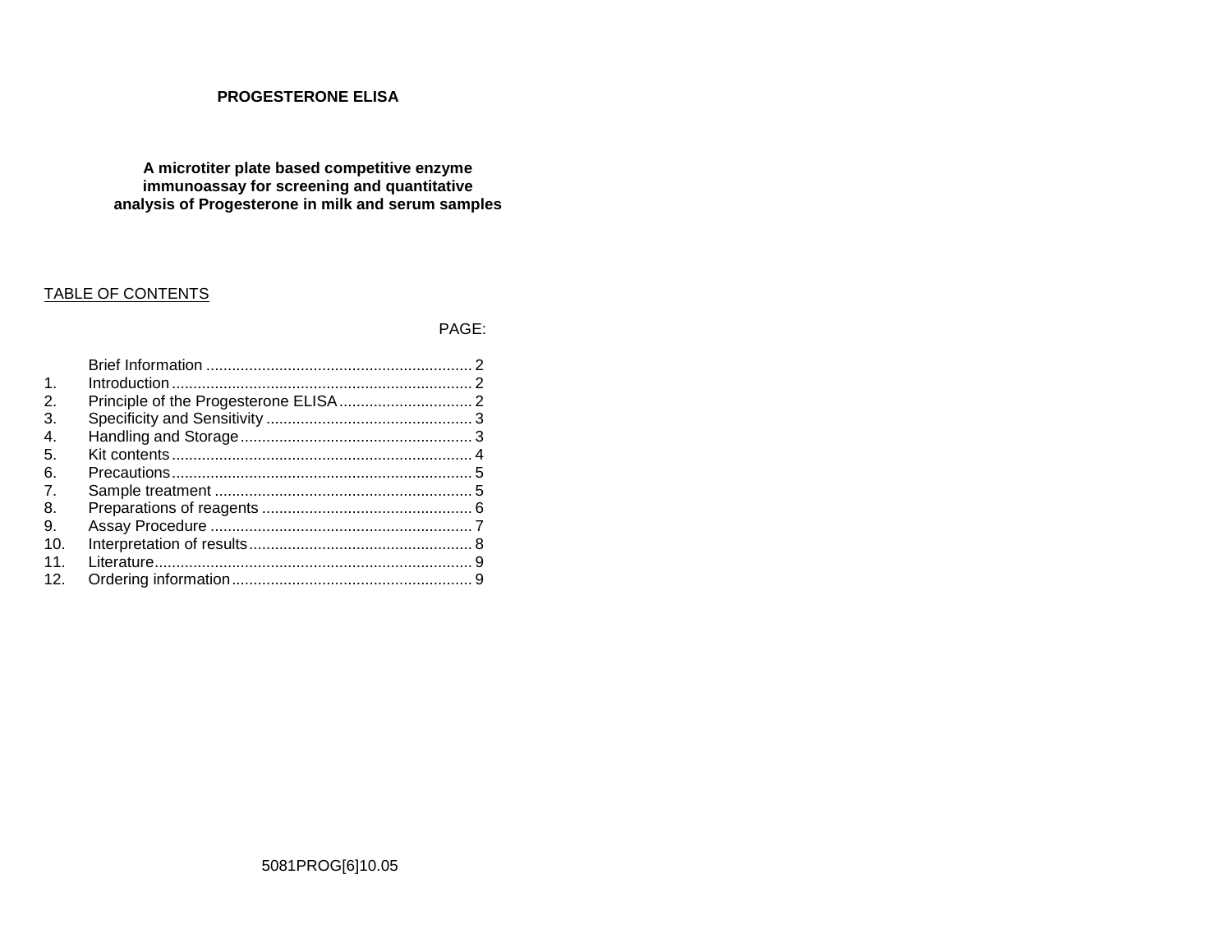# PROGESTERONE ELISA

**A microtiter plate based competitive enzyme immunoassay for screening and quantitative analysis of Progesterone in milk and serum samples**

## TABLE OF CONTENTS

| | | PAGE: |
|---|---|---|
| | Brief Information | 2 |
| 1. | Introduction | 2 |
| 2. | Principle of the Progesterone ELISA | 2 |
| 3. | Specificity and Sensitivity | 3 |
| 4. | Handling and Storage | 3 |
| 5. | Kit contents | 4 |
| 6. | Precautions | 5 |
| 7. | Sample treatment | 5 |
| 8. | Preparations of reagents | 6 |
| 9. | Assay Procedure | 7 |
| 10. | Interpretation of results | 8 |
| 11. | Literature | 9 |
| 12. | Ordering information | 9 |

5081PROG[6]10.05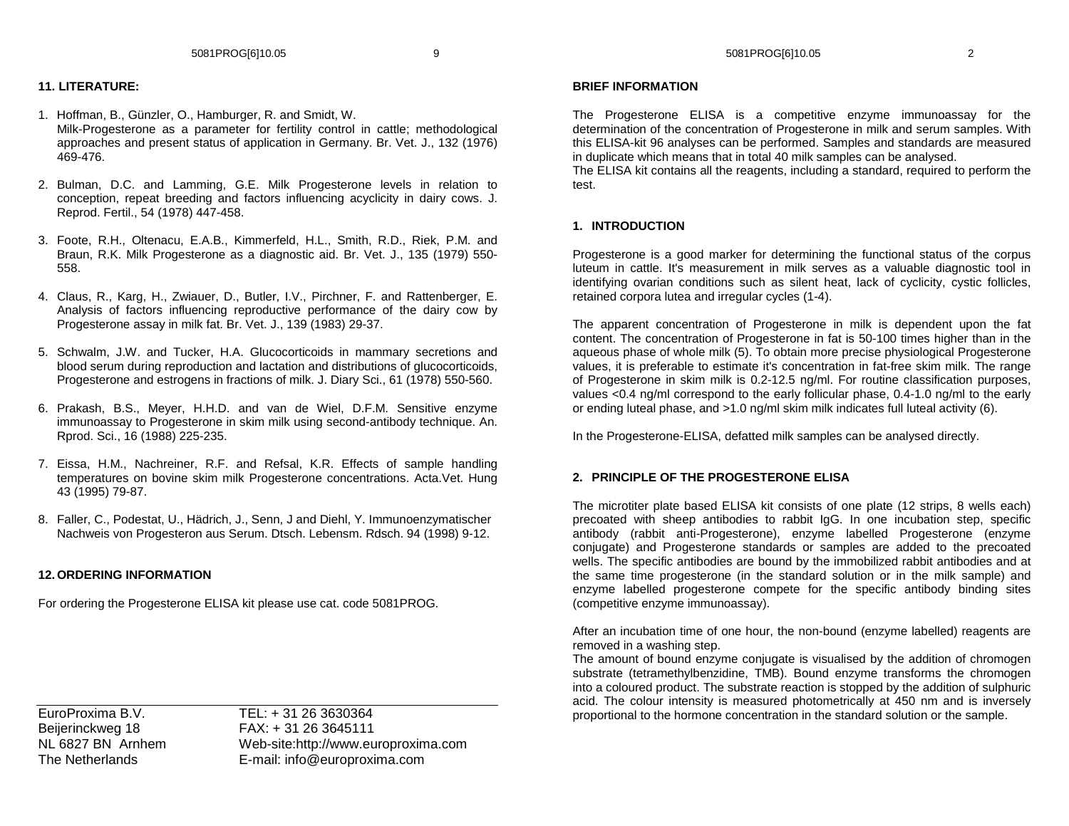## 11. LITERATURE:

1. Hoffman, B., Günzler, O., Hamburger, R. and Smidt, W.
   Milk-Progesterone as a parameter for fertility control in cattle; methodological approaches and present status of application in Germany. Br. Vet. J., 132 (1976) 469-476.

2. Bulman, D.C. and Lamming, G.E. Milk Progesterone levels in relation to conception, repeat breeding and factors influencing acyclicity in dairy cows. J. Reprod. Fertil., 54 (1978) 447-458.

3. Foote, R.H., Oltenacu, E.A.B., Kimmerfeld, H.L., Smith, R.D., Riek, P.M. and Braun, R.K. Milk Progesterone as a diagnostic aid. Br. Vet. J., 135 (1979) 550-558.

4. Claus, R., Karg, H., Zwiauer, D., Butler, I.V., Pirchner, F. and Rattenberger, E. Analysis of factors influencing reproductive performance of the dairy cow by Progesterone assay in milk fat. Br. Vet. J., 139 (1983) 29-37.

5. Schwalm, J.W. and Tucker, H.A. Glucocorticoids in mammary secretions and blood serum during reproduction and lactation and distributions of glucocorticoids, Progesterone and estrogens in fractions of milk. J. Diary Sci., 61 (1978) 550-560.

6. Prakash, B.S., Meyer, H.H.D. and van de Wiel, D.F.M. Sensitive enzyme immunoassay to Progesterone in skim milk using second-antibody technique. An. Rprod. Sci., 16 (1988) 225-235.

7. Eissa, H.M., Nachreiner, R.F. and Refsal, K.R. Effects of sample handling temperatures on bovine skim milk Progesterone concentrations. Acta.Vet. Hung 43 (1995) 79-87.

8. Faller, C., Podestat, U., Hädrich, J., Senn, J and Diehl, Y. Immunoenzymatischer Nachweis von Progesteron aus Serum. Dtsch. Lebensm. Rdsch. 94 (1998) 9-12.

## 12. ORDERING INFORMATION

For ordering the Progesterone ELISA kit please use cat. code 5081PROG.

EuroProxima B.V.
Beijerinckweg 18
NL 6827 BN Arnhem
The Netherlands

TEL: + 31 26 3630364
FAX: + 31 26 3645111
Web-site:http://www.europroxima.com
E-mail: info@europroxima.com

## BRIEF INFORMATION

The Progesterone ELISA is a competitive enzyme immunoassay for the determination of the concentration of Progesterone in milk and serum samples. With this ELISA-kit 96 analyses can be performed. Samples and standards are measured in duplicate which means that in total 40 milk samples can be analysed.
The ELISA kit contains all the reagents, including a standard, required to perform the test.

## 1. INTRODUCTION

Progesterone is a good marker for determining the functional status of the corpus luteum in cattle. It's measurement in milk serves as a valuable diagnostic tool in identifying ovarian conditions such as silent heat, lack of cyclicity, cystic follicles, retained corpora lutea and irregular cycles (1-4).

The apparent concentration of Progesterone in milk is dependent upon the fat content. The concentration of Progesterone in fat is 50-100 times higher than in the aqueous phase of whole milk (5). To obtain more precise physiological Progesterone values, it is preferable to estimate it's concentration in fat-free skim milk. The range of Progesterone in skim milk is 0.2-12.5 ng/ml. For routine classification purposes, values <0.4 ng/ml correspond to the early follicular phase, 0.4-1.0 ng/ml to the early or ending luteal phase, and >1.0 ng/ml skim milk indicates full luteal activity (6).

In the Progesterone-ELISA, defatted milk samples can be analysed directly.

## 2. PRINCIPLE OF THE PROGESTERONE ELISA

The microtiter plate based ELISA kit consists of one plate (12 strips, 8 wells each) precoated with sheep antibodies to rabbit IgG. In one incubation step, specific antibody (rabbit anti-Progesterone), enzyme labelled Progesterone (enzyme conjugate) and Progesterone standards or samples are added to the precoated wells. The specific antibodies are bound by the immobilized rabbit antibodies and at the same time progesterone (in the standard solution or in the milk sample) and enzyme labelled progesterone compete for the specific antibody binding sites (competitive enzyme immunoassay).

After an incubation time of one hour, the non-bound (enzyme labelled) reagents are removed in a washing step.
The amount of bound enzyme conjugate is visualised by the addition of chromogen substrate (tetramethylbenzidine, TMB). Bound enzyme transforms the chromogen into a coloured product. The substrate reaction is stopped by the addition of sulphuric acid. The colour intensity is measured photometrically at 450 nm and is inversely proportional to the hormone concentration in the standard solution or the sample.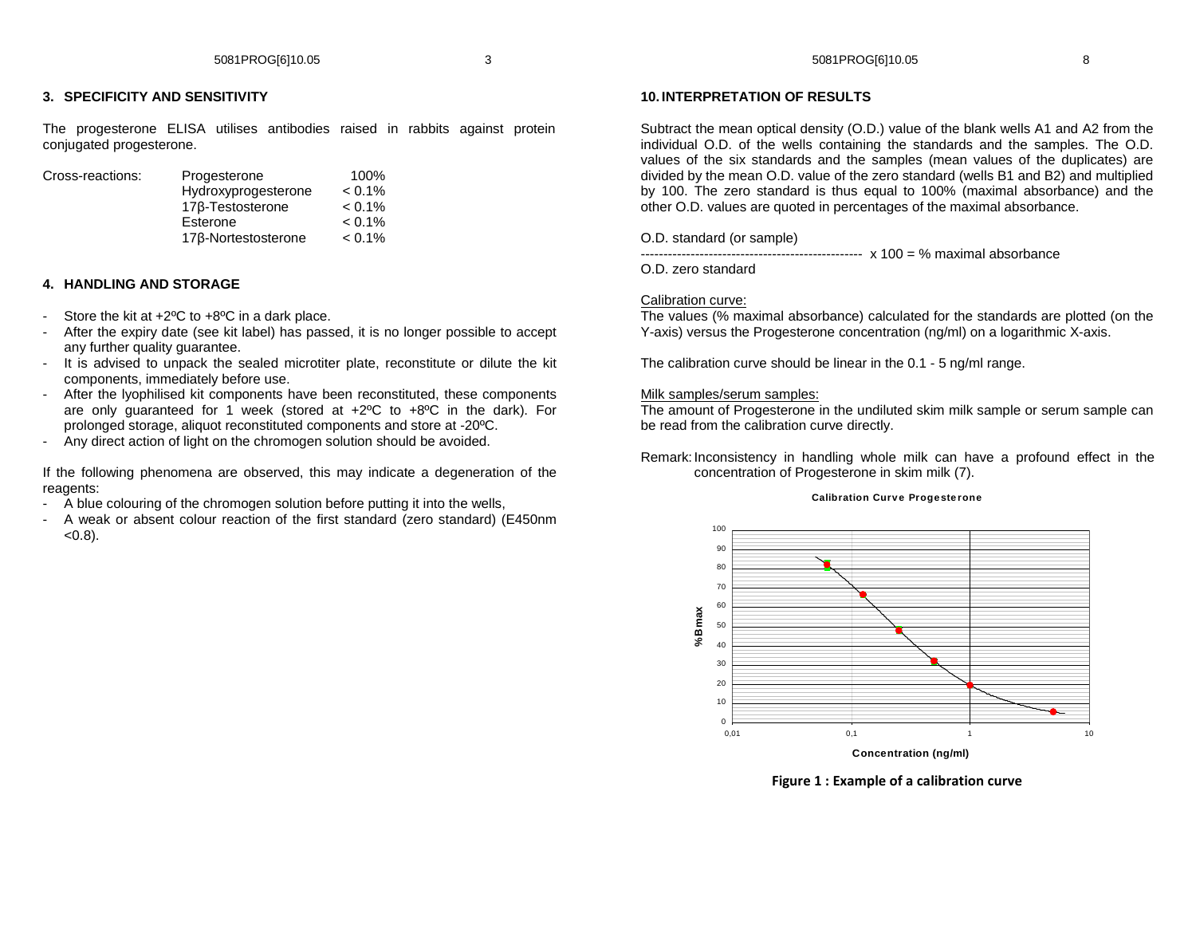## 3. SPECIFICITY AND SENSITIVITY

The progesterone ELISA utilises antibodies raised in rabbits against protein conjugated progesterone.

| Cross-reactions: | | |
|---|---|---|
| | Progesterone | 100% |
| | Hydroxyprogesterone | < 0.1% |
| | 17β-Testosterone | < 0.1% |
| | Esterone | < 0.1% |
| | 17β-Nortestosterone | < 0.1% |

## 4. HANDLING AND STORAGE

- Store the kit at +2ºC to +8ºC in a dark place.
- After the expiry date (see kit label) has passed, it is no longer possible to accept any further quality guarantee.
- It is advised to unpack the sealed microtiter plate, reconstitute or dilute the kit components, immediately before use.
- After the lyophilised kit components have been reconstituted, these components are only guaranteed for 1 week (stored at +2ºC to +8ºC in the dark). For prolonged storage, aliquot reconstituted components and store at -20ºC.
- Any direct action of light on the chromogen solution should be avoided.

If the following phenomena are observed, this may indicate a degeneration of the reagents:

- A blue colouring of the chromogen solution before putting it into the wells,
- A weak or absent colour reaction of the first standard (zero standard) (E450nm <0.8).

## 10. INTERPRETATION OF RESULTS

Subtract the mean optical density (O.D.) value of the blank wells A1 and A2 from the individual O.D. of the wells containing the standards and the samples. The O.D. values of the six standards and the samples (mean values of the duplicates) are divided by the mean O.D. value of the zero standard (wells B1 and B2) and multiplied by 100. The zero standard is thus equal to 100% (maximal absorbance) and the other O.D. values are quoted in percentages of the maximal absorbance.

$$\frac{\text{O.D. standard (or sample)}}{\text{O.D. zero standard}} \times 100 = \text{\% maximal absorbance}$$

Calibration curve:

The values (% maximal absorbance) calculated for the standards are plotted (on the Y-axis) versus the Progesterone concentration (ng/ml) on a logarithmic X-axis.

The calibration curve should be linear in the 0.1 - 5 ng/ml range.

Milk samples/serum samples:

The amount of Progesterone in the undiluted skim milk sample or serum sample can be read from the calibration curve directly.

Remark: Inconsistency in handling whole milk can have a profound effect in the concentration of Progesterone in skim milk (7).

**Calibration Curve Progesterone**

**Figure 1 : Example of a calibration curve**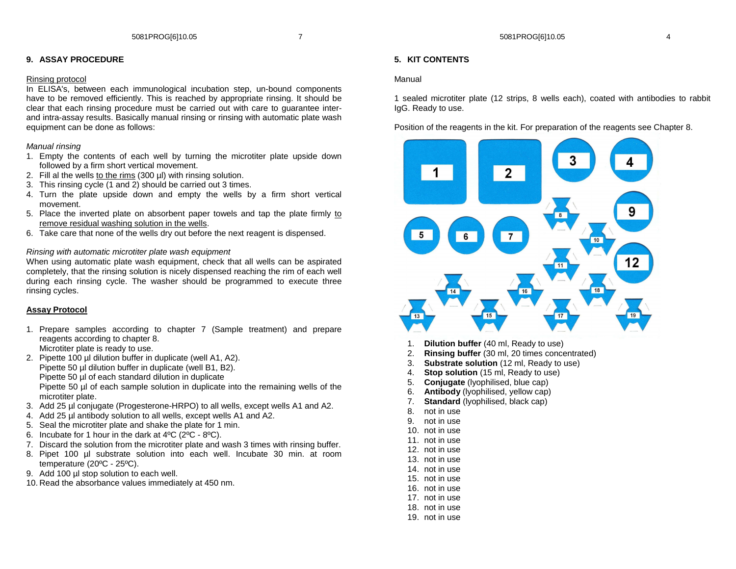## 9. ASSAY PROCEDURE

Rinsing protocol

In ELISA's, between each immunological incubation step, un-bound components have to be removed efficiently. This is reached by appropriate rinsing. It should be clear that each rinsing procedure must be carried out with care to guarantee inter- and intra-assay results. Basically manual rinsing or rinsing with automatic plate wash equipment can be done as follows:

*Manual rinsing*

1. Empty the contents of each well by turning the microtiter plate upside down followed by a firm short vertical movement.
2. Fill al the wells to the rims (300 µl) with rinsing solution.
3. This rinsing cycle (1 and 2) should be carried out 3 times.
4. Turn the plate upside down and empty the wells by a firm short vertical movement.
5. Place the inverted plate on absorbent paper towels and tap the plate firmly to remove residual washing solution in the wells.
6. Take care that none of the wells dry out before the next reagent is dispensed.

*Rinsing with automatic microtiter plate wash equipment*

When using automatic plate wash equipment, check that all wells can be aspirated completely, that the rinsing solution is nicely dispensed reaching the rim of each well during each rinsing cycle. The washer should be programmed to execute three rinsing cycles.

**Assay Protocol**

1. Prepare samples according to chapter 7 (Sample treatment) and prepare reagents according to chapter 8.
   Microtiter plate is ready to use.
2. Pipette 100 µl dilution buffer in duplicate (well A1, A2).
   Pipette 50 µl dilution buffer in duplicate (well B1, B2).
   Pipette 50 µl of each standard dilution in duplicate
   Pipette 50 µl of each sample solution in duplicate into the remaining wells of the microtiter plate.
3. Add 25 µl conjugate (Progesterone-HRPO) to all wells, except wells A1 and A2.
4. Add 25 µl antibody solution to all wells, except wells A1 and A2.
5. Seal the microtiter plate and shake the plate for 1 min.
6. Incubate for 1 hour in the dark at 4ºC (2ºC - 8ºC).
7. Discard the solution from the microtiter plate and wash 3 times with rinsing buffer.
8. Pipet 100 µl substrate solution into each well. Incubate 30 min. at room temperature (20ºC - 25ºC).
9. Add 100 µl stop solution to each well.
10. Read the absorbance values immediately at 450 nm.

## 5. KIT CONTENTS

Manual

1 sealed microtiter plate (12 strips, 8 wells each), coated with antibodies to rabbit IgG. Ready to use.

Position of the reagents in the kit. For preparation of the reagents see Chapter 8.

1. **Dilution buffer** (40 ml, Ready to use)
2. **Rinsing buffer** (30 ml, 20 times concentrated)
3. **Substrate solution** (12 ml, Ready to use)
4. **Stop solution** (15 ml, Ready to use)
5. **Conjugate** (lyophilised, blue cap)
6. **Antibody** (lyophilised, yellow cap)
7. **Standard** (lyophilised, black cap)
8. not in use
9. not in use
10. not in use
11. not in use
12. not in use
13. not in use
14. not in use
15. not in use
16. not in use
17. not in use
18. not in use
19. not in use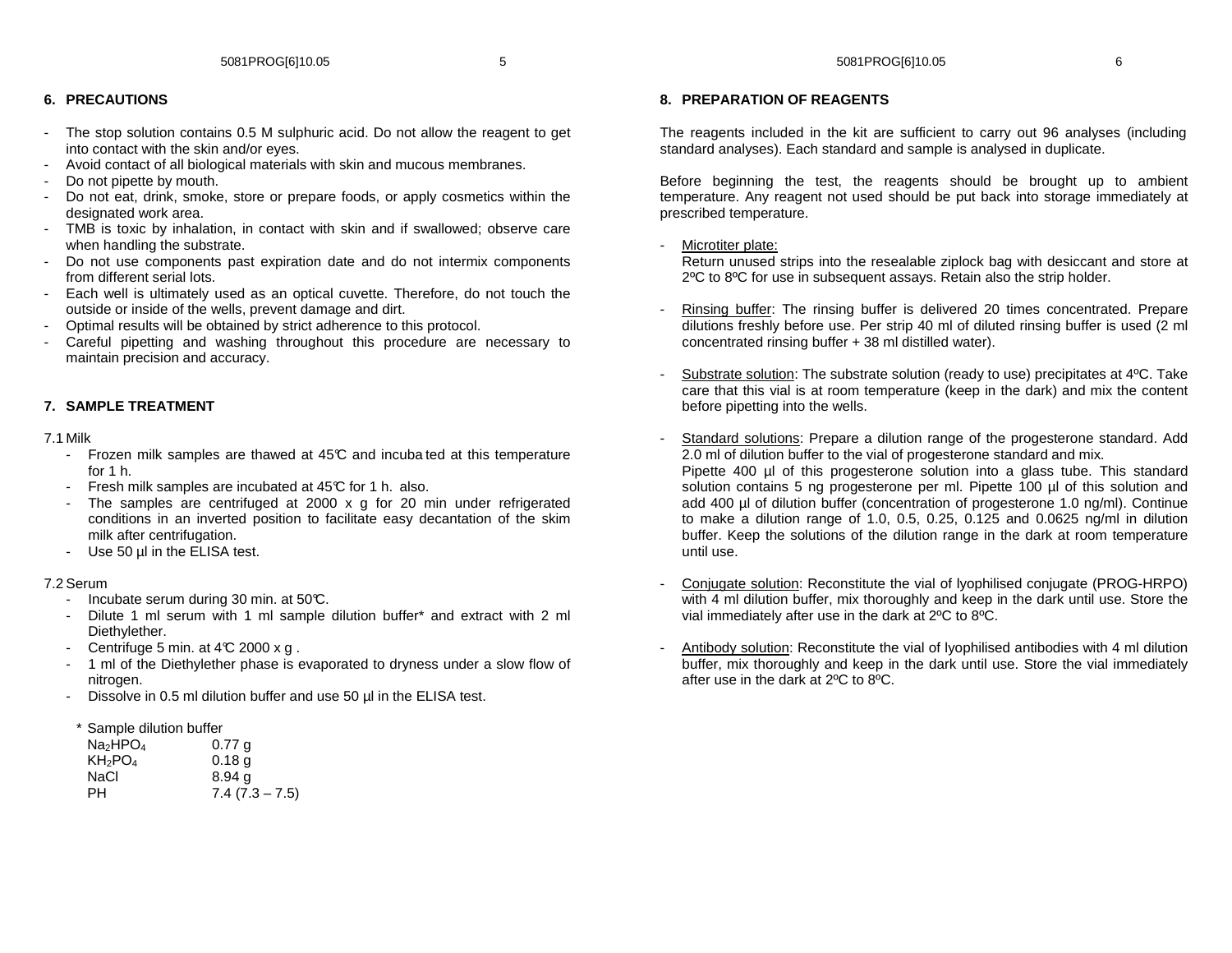## 6. PRECAUTIONS

- The stop solution contains 0.5 M sulphuric acid. Do not allow the reagent to get into contact with the skin and/or eyes.
- Avoid contact of all biological materials with skin and mucous membranes.
- Do not pipette by mouth.
- Do not eat, drink, smoke, store or prepare foods, or apply cosmetics within the designated work area.
- TMB is toxic by inhalation, in contact with skin and if swallowed; observe care when handling the substrate.
- Do not use components past expiration date and do not intermix components from different serial lots.
- Each well is ultimately used as an optical cuvette. Therefore, do not touch the outside or inside of the wells, prevent damage and dirt.
- Optimal results will be obtained by strict adherence to this protocol.
- Careful pipetting and washing throughout this procedure are necessary to maintain precision and accuracy.

## 7. SAMPLE TREATMENT

7.1 Milk

- Frozen milk samples are thawed at 45℃ and incubated at this temperature for 1 h.
- Fresh milk samples are incubated at 45℃ for 1 h. also.
- The samples are centrifuged at 2000 x g for 20 min under refrigerated conditions in an inverted position to facilitate easy decantation of the skim milk after centrifugation.
- Use 50 µl in the ELISA test.

7.2 Serum

- Incubate serum during 30 min. at 50℃.
- Dilute 1 ml serum with 1 ml sample dilution buffer* and extract with 2 ml Diethylether.
- Centrifuge 5 min. at 4℃ 2000 x g .
- 1 ml of the Diethylether phase is evaporated to dryness under a slow flow of nitrogen.
- Dissolve in 0.5 ml dilution buffer and use 50 µl in the ELISA test.

\* Sample dilution buffer

| | |
|---|---|
| $Na_2HPO_4$ | 0.77 g |
| $KH_2PO_4$ | 0.18 g |
| NaCl | 8.94 g |
| PH | 7.4 (7.3 – 7.5) |

## 8. PREPARATION OF REAGENTS

The reagents included in the kit are sufficient to carry out 96 analyses (including standard analyses). Each standard and sample is analysed in duplicate.

Before beginning the test, the reagents should be brought up to ambient temperature. Any reagent not used should be put back into storage immediately at prescribed temperature.

- Microtiter plate:
  Return unused strips into the resealable ziplock bag with desiccant and store at 2ºC to 8ºC for use in subsequent assays. Retain also the strip holder.

- Rinsing buffer: The rinsing buffer is delivered 20 times concentrated. Prepare dilutions freshly before use. Per strip 40 ml of diluted rinsing buffer is used (2 ml concentrated rinsing buffer + 38 ml distilled water).

- Substrate solution: The substrate solution (ready to use) precipitates at 4ºC. Take care that this vial is at room temperature (keep in the dark) and mix the content before pipetting into the wells.

- Standard solutions: Prepare a dilution range of the progesterone standard. Add 2.0 ml of dilution buffer to the vial of progesterone standard and mix.
  Pipette 400 µl of this progesterone solution into a glass tube. This standard solution contains 5 ng progesterone per ml. Pipette 100 µl of this solution and add 400 µl of dilution buffer (concentration of progesterone 1.0 ng/ml). Continue to make a dilution range of 1.0, 0.5, 0.25, 0.125 and 0.0625 ng/ml in dilution buffer. Keep the solutions of the dilution range in the dark at room temperature until use.

- Conjugate solution: Reconstitute the vial of lyophilised conjugate (PROG-HRPO) with 4 ml dilution buffer, mix thoroughly and keep in the dark until use. Store the vial immediately after use in the dark at 2ºC to 8ºC.

- Antibody solution: Reconstitute the vial of lyophilised antibodies with 4 ml dilution buffer, mix thoroughly and keep in the dark until use. Store the vial immediately after use in the dark at 2ºC to 8ºC.